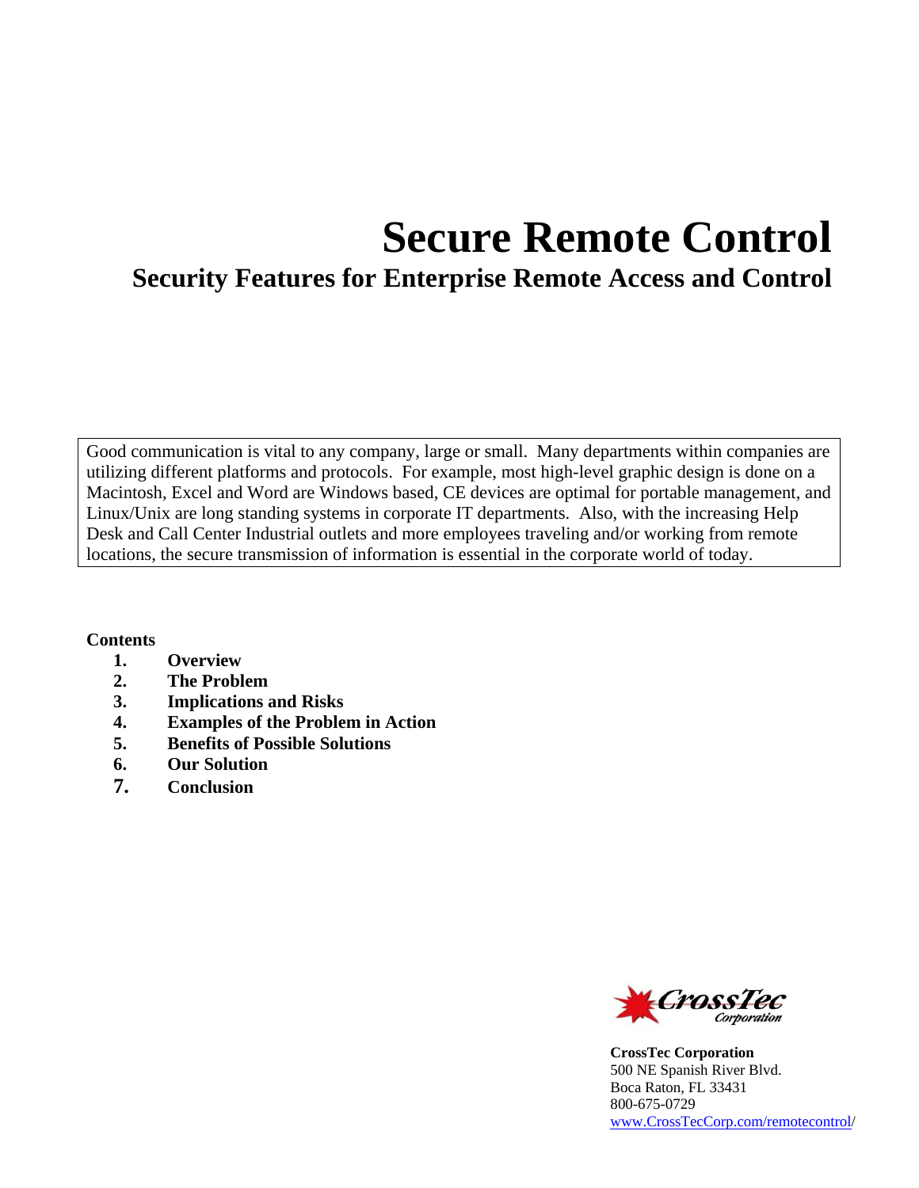# Secure Remote Control

## Security Features for Enterprise Remote Access and Control

Good communication is vital to any company, large or small. Many departments within companies are utilizing different platforms and protocols. For example, most high-level graphic design is done on a Macintosh, Excel and Word are Windows based, CE devices are optimal for portable management, and Linux/Unix are long standing systems in corporate IT departments. Also, with the increasing Help Desk and Call Center Industrial outlets and more employees traveling and/or working from remote locations, the secure transmission of information is essential in the corporate world of today.

**Contents**

1. **Overview**
2. **The Problem**
3. **Implications and Risks**
4. **Examples of the Problem in Action**
5. **Benefits of Possible Solutions**
6. **Our Solution**
7. **Conclusion**

CrossTec Corporation

**CrossTec Corporation**
500 NE Spanish River Blvd.
Boca Raton, FL 33431
800-675-0729
www.CrossTecCorp.com/remotecontrol/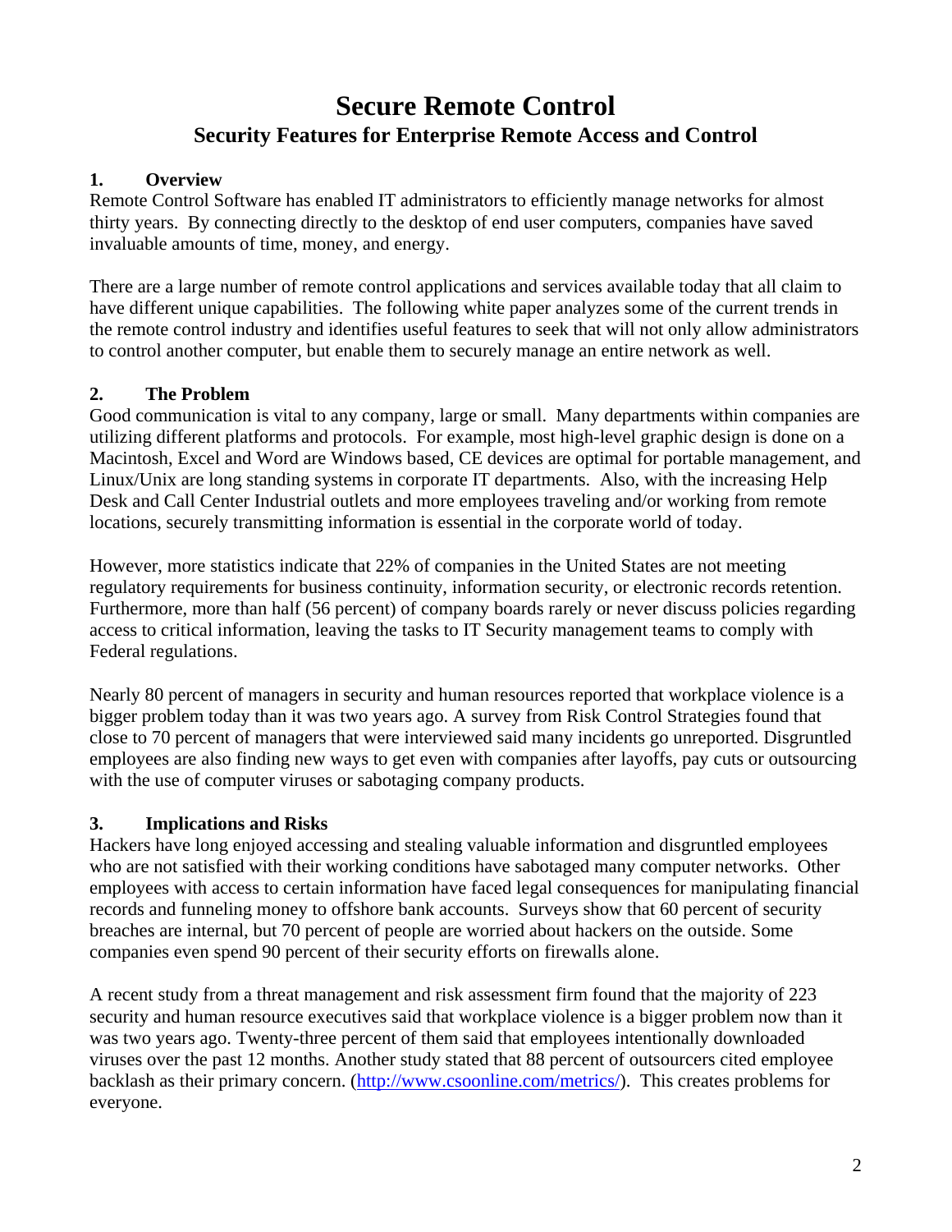# Secure Remote Control

## Security Features for Enterprise Remote Access and Control

### 1. Overview

Remote Control Software has enabled IT administrators to efficiently manage networks for almost thirty years. By connecting directly to the desktop of end user computers, companies have saved invaluable amounts of time, money, and energy.

There are a large number of remote control applications and services available today that all claim to have different unique capabilities. The following white paper analyzes some of the current trends in the remote control industry and identifies useful features to seek that will not only allow administrators to control another computer, but enable them to securely manage an entire network as well.

### 2. The Problem

Good communication is vital to any company, large or small. Many departments within companies are utilizing different platforms and protocols. For example, most high-level graphic design is done on a Macintosh, Excel and Word are Windows based, CE devices are optimal for portable management, and Linux/Unix are long standing systems in corporate IT departments. Also, with the increasing Help Desk and Call Center Industrial outlets and more employees traveling and/or working from remote locations, securely transmitting information is essential in the corporate world of today.

However, more statistics indicate that 22% of companies in the United States are not meeting regulatory requirements for business continuity, information security, or electronic records retention. Furthermore, more than half (56 percent) of company boards rarely or never discuss policies regarding access to critical information, leaving the tasks to IT Security management teams to comply with Federal regulations.

Nearly 80 percent of managers in security and human resources reported that workplace violence is a bigger problem today than it was two years ago. A survey from Risk Control Strategies found that close to 70 percent of managers that were interviewed said many incidents go unreported. Disgruntled employees are also finding new ways to get even with companies after layoffs, pay cuts or outsourcing with the use of computer viruses or sabotaging company products.

### 3. Implications and Risks

Hackers have long enjoyed accessing and stealing valuable information and disgruntled employees who are not satisfied with their working conditions have sabotaged many computer networks. Other employees with access to certain information have faced legal consequences for manipulating financial records and funneling money to offshore bank accounts. Surveys show that 60 percent of security breaches are internal, but 70 percent of people are worried about hackers on the outside. Some companies even spend 90 percent of their security efforts on firewalls alone.

A recent study from a threat management and risk assessment firm found that the majority of 223 security and human resource executives said that workplace violence is a bigger problem now than it was two years ago. Twenty-three percent of them said that employees intentionally downloaded viruses over the past 12 months. Another study stated that 88 percent of outsourcers cited employee backlash as their primary concern. (http://www.csoonline.com/metrics/). This creates problems for everyone.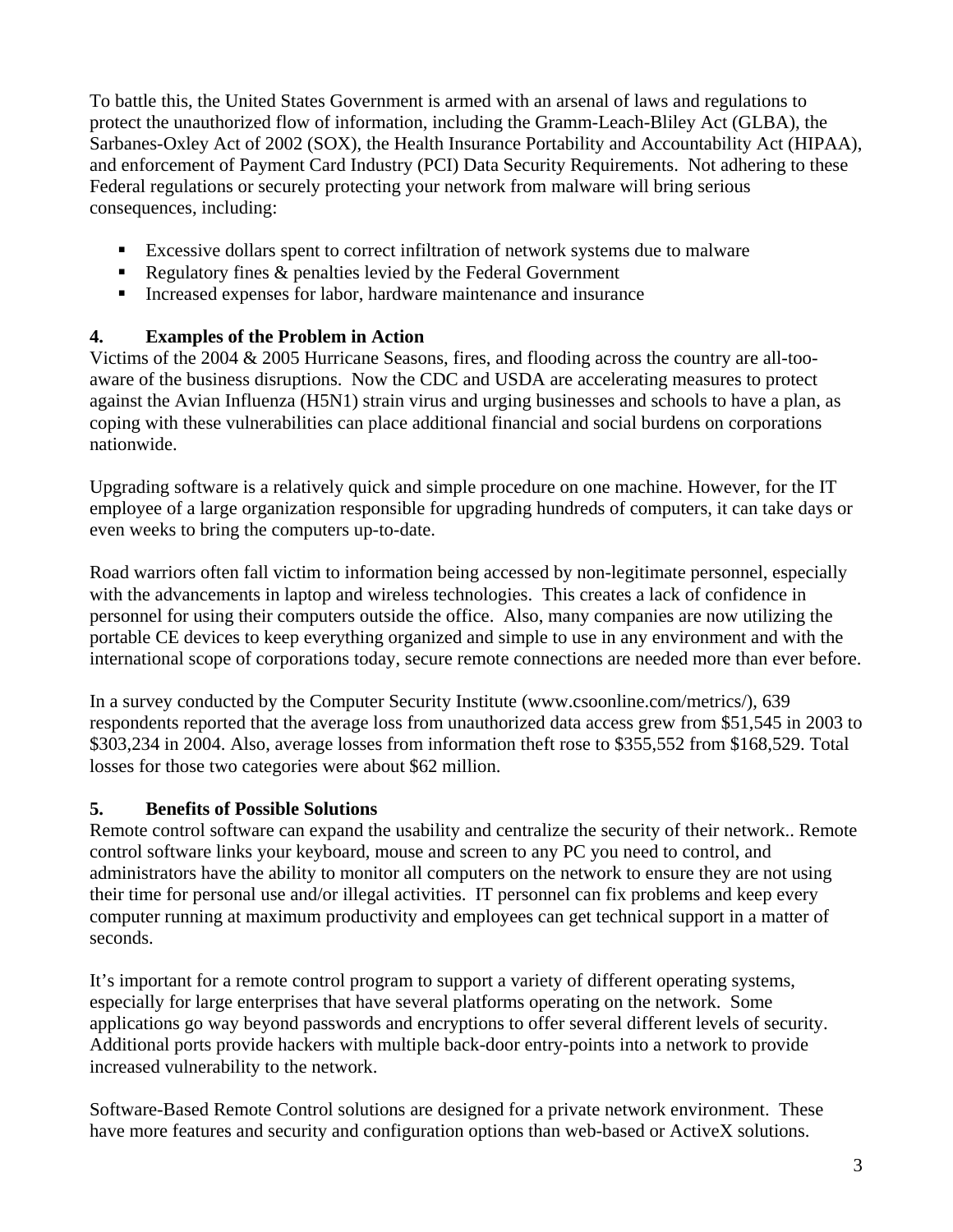To battle this, the United States Government is armed with an arsenal of laws and regulations to protect the unauthorized flow of information, including the Gramm-Leach-Bliley Act (GLBA), the Sarbanes-Oxley Act of 2002 (SOX), the Health Insurance Portability and Accountability Act (HIPAA), and enforcement of Payment Card Industry (PCI) Data Security Requirements. Not adhering to these Federal regulations or securely protecting your network from malware will bring serious consequences, including:

- Excessive dollars spent to correct infiltration of network systems due to malware
- Regulatory fines & penalties levied by the Federal Government
- Increased expenses for labor, hardware maintenance and insurance

## 4. Examples of the Problem in Action

Victims of the 2004 & 2005 Hurricane Seasons, fires, and flooding across the country are all-too-aware of the business disruptions. Now the CDC and USDA are accelerating measures to protect against the Avian Influenza (H5N1) strain virus and urging businesses and schools to have a plan, as coping with these vulnerabilities can place additional financial and social burdens on corporations nationwide.

Upgrading software is a relatively quick and simple procedure on one machine. However, for the IT employee of a large organization responsible for upgrading hundreds of computers, it can take days or even weeks to bring the computers up-to-date.

Road warriors often fall victim to information being accessed by non-legitimate personnel, especially with the advancements in laptop and wireless technologies. This creates a lack of confidence in personnel for using their computers outside the office. Also, many companies are now utilizing the portable CE devices to keep everything organized and simple to use in any environment and with the international scope of corporations today, secure remote connections are needed more than ever before.

In a survey conducted by the Computer Security Institute (www.csoonline.com/metrics/), 639 respondents reported that the average loss from unauthorized data access grew from $51,545 in 2003 to $303,234 in 2004. Also, average losses from information theft rose to $355,552 from $168,529. Total losses for those two categories were about $62 million.

## 5. Benefits of Possible Solutions

Remote control software can expand the usability and centralize the security of their network.. Remote control software links your keyboard, mouse and screen to any PC you need to control, and administrators have the ability to monitor all computers on the network to ensure they are not using their time for personal use and/or illegal activities. IT personnel can fix problems and keep every computer running at maximum productivity and employees can get technical support in a matter of seconds.

It's important for a remote control program to support a variety of different operating systems, especially for large enterprises that have several platforms operating on the network. Some applications go way beyond passwords and encryptions to offer several different levels of security. Additional ports provide hackers with multiple back-door entry-points into a network to provide increased vulnerability to the network.

Software-Based Remote Control solutions are designed for a private network environment. These have more features and security and configuration options than web-based or ActiveX solutions.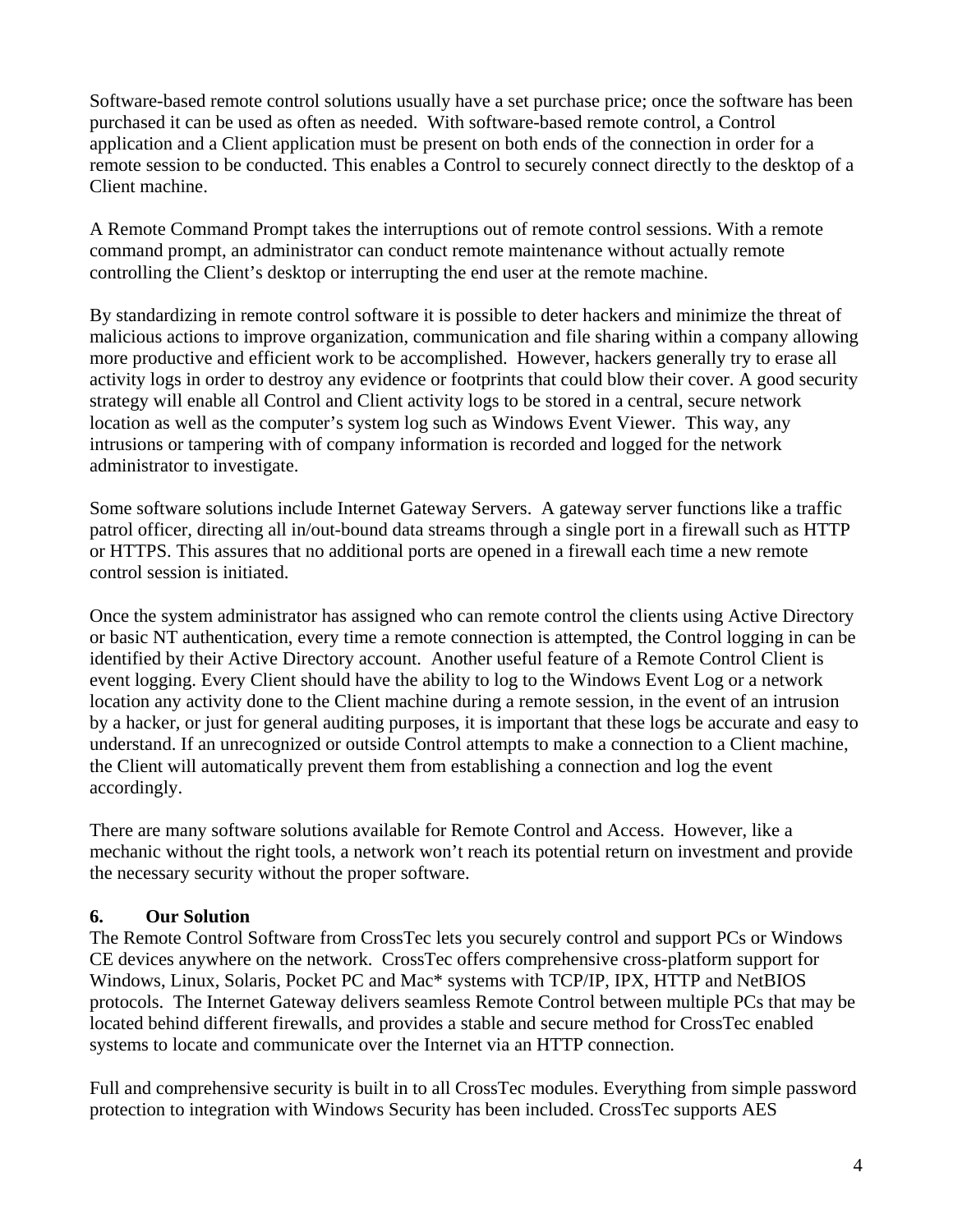Software-based remote control solutions usually have a set purchase price; once the software has been purchased it can be used as often as needed. With software-based remote control, a Control application and a Client application must be present on both ends of the connection in order for a remote session to be conducted. This enables a Control to securely connect directly to the desktop of a Client machine.

A Remote Command Prompt takes the interruptions out of remote control sessions. With a remote command prompt, an administrator can conduct remote maintenance without actually remote controlling the Client's desktop or interrupting the end user at the remote machine.

By standardizing in remote control software it is possible to deter hackers and minimize the threat of malicious actions to improve organization, communication and file sharing within a company allowing more productive and efficient work to be accomplished. However, hackers generally try to erase all activity logs in order to destroy any evidence or footprints that could blow their cover. A good security strategy will enable all Control and Client activity logs to be stored in a central, secure network location as well as the computer's system log such as Windows Event Viewer. This way, any intrusions or tampering with of company information is recorded and logged for the network administrator to investigate.

Some software solutions include Internet Gateway Servers. A gateway server functions like a traffic patrol officer, directing all in/out-bound data streams through a single port in a firewall such as HTTP or HTTPS. This assures that no additional ports are opened in a firewall each time a new remote control session is initiated.

Once the system administrator has assigned who can remote control the clients using Active Directory or basic NT authentication, every time a remote connection is attempted, the Control logging in can be identified by their Active Directory account. Another useful feature of a Remote Control Client is event logging. Every Client should have the ability to log to the Windows Event Log or a network location any activity done to the Client machine during a remote session, in the event of an intrusion by a hacker, or just for general auditing purposes, it is important that these logs be accurate and easy to understand. If an unrecognized or outside Control attempts to make a connection to a Client machine, the Client will automatically prevent them from establishing a connection and log the event accordingly.

There are many software solutions available for Remote Control and Access. However, like a mechanic without the right tools, a network won't reach its potential return on investment and provide the necessary security without the proper software.

## 6. Our Solution

The Remote Control Software from CrossTec lets you securely control and support PCs or Windows CE devices anywhere on the network. CrossTec offers comprehensive cross-platform support for Windows, Linux, Solaris, Pocket PC and Mac* systems with TCP/IP, IPX, HTTP and NetBIOS protocols. The Internet Gateway delivers seamless Remote Control between multiple PCs that may be located behind different firewalls, and provides a stable and secure method for CrossTec enabled systems to locate and communicate over the Internet via an HTTP connection.

Full and comprehensive security is built in to all CrossTec modules. Everything from simple password protection to integration with Windows Security has been included. CrossTec supports AES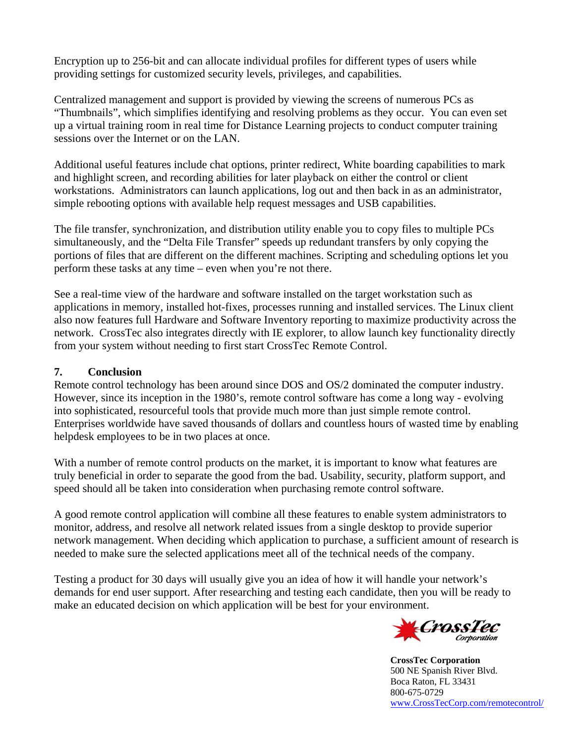Encryption up to 256-bit and can allocate individual profiles for different types of users while providing settings for customized security levels, privileges, and capabilities.

Centralized management and support is provided by viewing the screens of numerous PCs as “Thumbnails”, which simplifies identifying and resolving problems as they occur. You can even set up a virtual training room in real time for Distance Learning projects to conduct computer training sessions over the Internet or on the LAN.

Additional useful features include chat options, printer redirect, White boarding capabilities to mark and highlight screen, and recording abilities for later playback on either the control or client workstations. Administrators can launch applications, log out and then back in as an administrator, simple rebooting options with available help request messages and USB capabilities.

The file transfer, synchronization, and distribution utility enable you to copy files to multiple PCs simultaneously, and the “Delta File Transfer” speeds up redundant transfers by only copying the portions of files that are different on the different machines. Scripting and scheduling options let you perform these tasks at any time – even when you’re not there.

See a real-time view of the hardware and software installed on the target workstation such as applications in memory, installed hot-fixes, processes running and installed services. The Linux client also now features full Hardware and Software Inventory reporting to maximize productivity across the network. CrossTec also integrates directly with IE explorer, to allow launch key functionality directly from your system without needing to first start CrossTec Remote Control.

## 7. Conclusion

Remote control technology has been around since DOS and OS/2 dominated the computer industry. However, since its inception in the 1980’s, remote control software has come a long way - evolving into sophisticated, resourceful tools that provide much more than just simple remote control. Enterprises worldwide have saved thousands of dollars and countless hours of wasted time by enabling helpdesk employees to be in two places at once.

With a number of remote control products on the market, it is important to know what features are truly beneficial in order to separate the good from the bad. Usability, security, platform support, and speed should all be taken into consideration when purchasing remote control software.

A good remote control application will combine all these features to enable system administrators to monitor, address, and resolve all network related issues from a single desktop to provide superior network management. When deciding which application to purchase, a sufficient amount of research is needed to make sure the selected applications meet all of the technical needs of the company.

Testing a product for 30 days will usually give you an idea of how it will handle your network’s demands for end user support. After researching and testing each candidate, then you will be ready to make an educated decision on which application will be best for your environment.

CrossTec Corporation

**CrossTec Corporation**
500 NE Spanish River Blvd.
Boca Raton, FL 33431
800-675-0729
www.CrossTecCorp.com/remotecontrol/